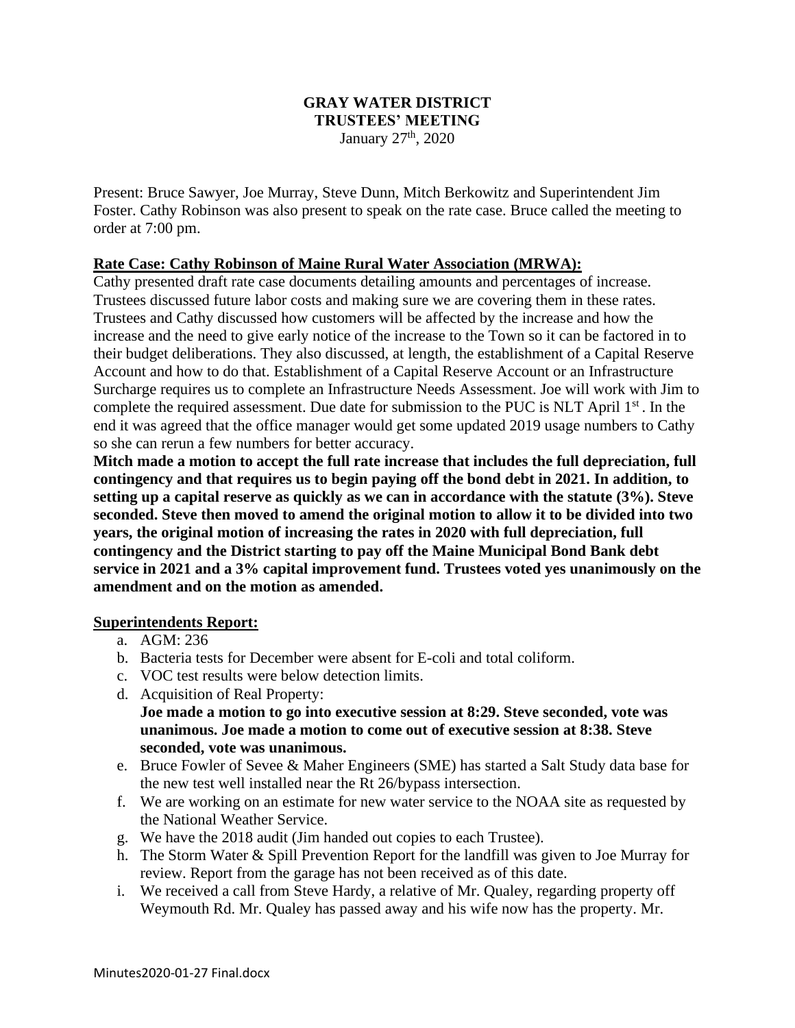**GRAY WATER DISTRICT**
**TRUSTEES' MEETING**
January 27th, 2020

Present: Bruce Sawyer, Joe Murray, Steve Dunn, Mitch Berkowitz and Superintendent Jim Foster. Cathy Robinson was also present to speak on the rate case. Bruce called the meeting to order at 7:00 pm.

## Rate Case: Cathy Robinson of Maine Rural Water Association (MRWA):

Cathy presented draft rate case documents detailing amounts and percentages of increase. Trustees discussed future labor costs and making sure we are covering them in these rates. Trustees and Cathy discussed how customers will be affected by the increase and how the increase and the need to give early notice of the increase to the Town so it can be factored in to their budget deliberations. They also discussed, at length, the establishment of a Capital Reserve Account and how to do that. Establishment of a Capital Reserve Account or an Infrastructure Surcharge requires us to complete an Infrastructure Needs Assessment. Joe will work with Jim to complete the required assessment. Due date for submission to the PUC is NLT April 1st . In the end it was agreed that the office manager would get some updated 2019 usage numbers to Cathy so she can rerun a few numbers for better accuracy.

**Mitch made a motion to accept the full rate increase that includes the full depreciation, full contingency and that requires us to begin paying off the bond debt in 2021. In addition, to setting up a capital reserve as quickly as we can in accordance with the statute (3%). Steve seconded. Steve then moved to amend the original motion to allow it to be divided into two years, the original motion of increasing the rates in 2020 with full depreciation, full contingency and the District starting to pay off the Maine Municipal Bond Bank debt service in 2021 and a 3% capital improvement fund. Trustees voted yes unanimously on the amendment and on the motion as amended.**

## Superintendents Report:

a. AGM: 236
b. Bacteria tests for December were absent for E-coli and total coliform.
c. VOC test results were below detection limits.
d. Acquisition of Real Property:
   **Joe made a motion to go into executive session at 8:29. Steve seconded, vote was unanimous. Joe made a motion to come out of executive session at 8:38. Steve seconded, vote was unanimous.**
e. Bruce Fowler of Sevee & Maher Engineers (SME) has started a Salt Study data base for the new test well installed near the Rt 26/bypass intersection.
f. We are working on an estimate for new water service to the NOAA site as requested by the National Weather Service.
g. We have the 2018 audit (Jim handed out copies to each Trustee).
h. The Storm Water & Spill Prevention Report for the landfill was given to Joe Murray for review. Report from the garage has not been received as of this date.
i. We received a call from Steve Hardy, a relative of Mr. Qualey, regarding property off Weymouth Rd. Mr. Qualey has passed away and his wife now has the property. Mr.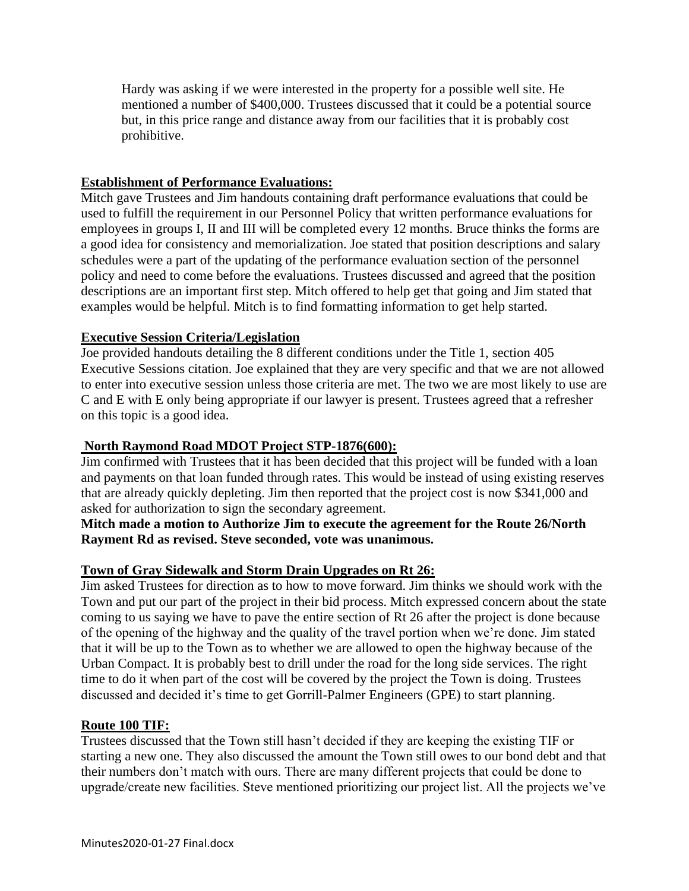Hardy was asking if we were interested in the property for a possible well site. He mentioned a number of $400,000. Trustees discussed that it could be a potential source but, in this price range and distance away from our facilities that it is probably cost prohibitive.

**Establishment of Performance Evaluations:**

Mitch gave Trustees and Jim handouts containing draft performance evaluations that could be used to fulfill the requirement in our Personnel Policy that written performance evaluations for employees in groups I, II and III will be completed every 12 months. Bruce thinks the forms are a good idea for consistency and memorialization. Joe stated that position descriptions and salary schedules were a part of the updating of the performance evaluation section of the personnel policy and need to come before the evaluations. Trustees discussed and agreed that the position descriptions are an important first step. Mitch offered to help get that going and Jim stated that examples would be helpful. Mitch is to find formatting information to get help started.

**Executive Session Criteria/Legislation**

Joe provided handouts detailing the 8 different conditions under the Title 1, section 405 Executive Sessions citation. Joe explained that they are very specific and that we are not allowed to enter into executive session unless those criteria are met. The two we are most likely to use are C and E with E only being appropriate if our lawyer is present. Trustees agreed that a refresher on this topic is a good idea.

**North Raymond Road MDOT Project STP-1876(600):**

Jim confirmed with Trustees that it has been decided that this project will be funded with a loan and payments on that loan funded through rates. This would be instead of using existing reserves that are already quickly depleting. Jim then reported that the project cost is now $341,000 and asked for authorization to sign the secondary agreement.

**Mitch made a motion to Authorize Jim to execute the agreement for the Route 26/North Rayment Rd as revised. Steve seconded, vote was unanimous.**

**Town of Gray Sidewalk and Storm Drain Upgrades on Rt 26:**

Jim asked Trustees for direction as to how to move forward. Jim thinks we should work with the Town and put our part of the project in their bid process. Mitch expressed concern about the state coming to us saying we have to pave the entire section of Rt 26 after the project is done because of the opening of the highway and the quality of the travel portion when we're done. Jim stated that it will be up to the Town as to whether we are allowed to open the highway because of the Urban Compact. It is probably best to drill under the road for the long side services. The right time to do it when part of the cost will be covered by the project the Town is doing. Trustees discussed and decided it's time to get Gorrill-Palmer Engineers (GPE) to start planning.

**Route 100 TIF:**

Trustees discussed that the Town still hasn't decided if they are keeping the existing TIF or starting a new one. They also discussed the amount the Town still owes to our bond debt and that their numbers don't match with ours. There are many different projects that could be done to upgrade/create new facilities. Steve mentioned prioritizing our project list. All the projects we've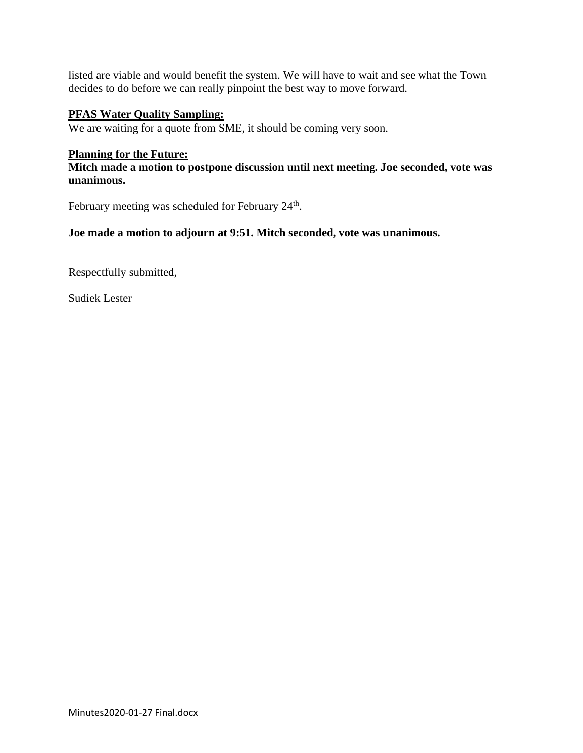listed are viable and would benefit the system. We will have to wait and see what the Town decides to do before we can really pinpoint the best way to move forward.

**PFAS Water Quality Sampling:**

We are waiting for a quote from SME, it should be coming very soon.

**Planning for the Future:**

**Mitch made a motion to postpone discussion until next meeting. Joe seconded, vote was unanimous.**

February meeting was scheduled for February 24th.

**Joe made a motion to adjourn at 9:51. Mitch seconded, vote was unanimous.**

Respectfully submitted,

Sudiek Lester